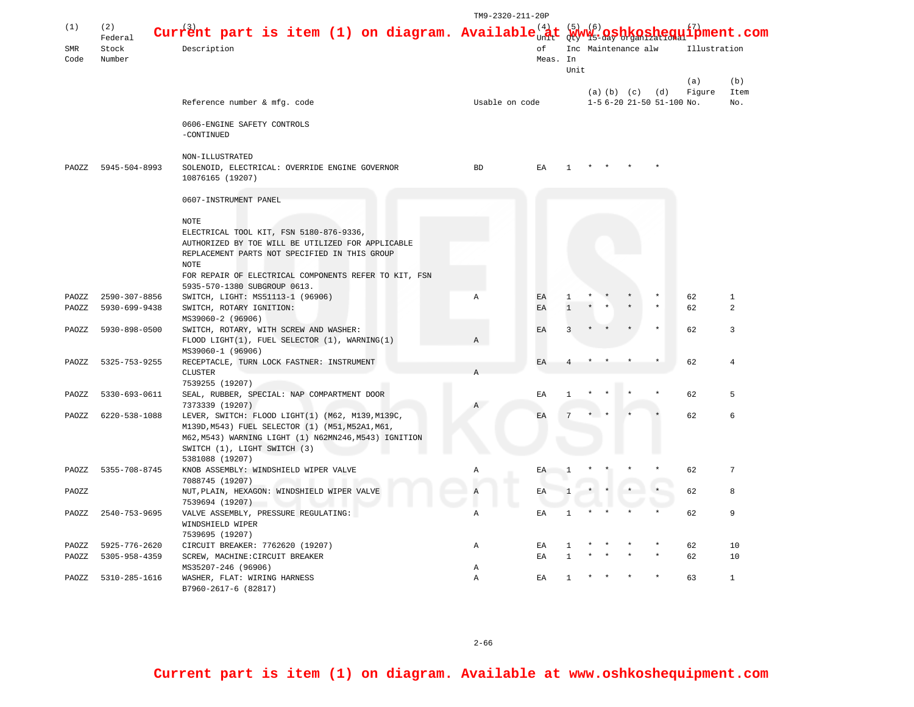Current part is item (1) on diagram. Available at www.oshkoshequipment.com

| (1) SMR Code | (2) Federal Stock Number | (3) Description | | (4) Unit of Meas. | (5) Qty Inc In Unit | (6) 15-day organizational maintenance alw | | | | (7) Illustration | |
|---|---|---|---|---|---|---|---|---|---|---|---|
| | | Reference number & mfg. code | Usable on code | | | (a) 1-5 | (b) 6-20 | (c) 21-50 | (d) 51-100 | (a) Figure No. | (b) Item No. |
| | | 0606-ENGINE SAFETY CONTROLS -CONTINUED | | | | | | | | | |
| | | NON-ILLUSTRATED | | | | | | | | | |
| PAOZZ | 5945-504-8993 | SOLENOID, ELECTRICAL: OVERRIDE ENGINE GOVERNOR 10876165 (19207) | BD | EA | 1 | * | * | * | * | | |
| | | 0607-INSTRUMENT PANEL | | | | | | | | | |
| | | NOTE ELECTRICAL TOOL KIT, FSN 5180-876-9336, AUTHORIZED BY TOE WILL BE UTILIZED FOR APPLICABLE REPLACEMENT PARTS NOT SPECIFIED IN THIS GROUP | | | | | | | | | |
| | | NOTE FOR REPAIR OF ELECTRICAL COMPONENTS REFER TO KIT, FSN 5935-570-1380 SUBGROUP 0613. | | | | | | | | | |
| PAOZZ | 2590-307-8856 | SWITCH, LIGHT: MS51113-1 (96906) | A | EA | 1 | * | * | * | * | 62 | 1 |
| PAOZZ | 5930-699-9438 | SWITCH, ROTARY IGNITION: MS39060-2 (96906) | | EA | 1 | * | * | * | * | 62 | 2 |
| PAOZZ | 5930-898-0500 | SWITCH, ROTARY, WITH SCREW AND WASHER: FLOOD LIGHT(1), FUEL SELECTOR (1), WARNING(1) MS39060-1 (96906) | A | EA | 3 | * | * | * | * | 62 | 3 |
| PAOZZ | 5325-753-9255 | RECEPTACLE, TURN LOCK FASTNER: INSTRUMENT CLUSTER 7539255 (19207) | A | EA | 4 | * | * | * | * | 62 | 4 |
| PAOZZ | 5330-693-0611 | SEAL, RUBBER, SPECIAL: NAP COMPARTMENT DOOR 7373339 (19207) | A | EA | 1 | * | * | * | * | 62 | 5 |
| PAOZZ | 6220-538-1088 | LEVER, SWITCH: FLOOD LIGHT(1) (M62, M139,M139C, M139D,M543) FUEL SELECTOR (1) (M51,M52A1,M61, M62,M543) WARNING LIGHT (1) N62MN246,M543) IGNITION SWITCH (1), LIGHT SWITCH (3) 5381088 (19207) | | EA | 7 | * | * | * | * | 62 | 6 |
| PAOZZ | 5355-708-8745 | KNOB ASSEMBLY: WINDSHIELD WIPER VALVE 7088745 (19207) | A | EA | 1 | * | * | * | * | 62 | 7 |
| PAOZZ | | NUT,PLAIN, HEXAGON: WINDSHIELD WIPER VALVE 7539694 (19207) | A | EA | 1 | * | * | * | * | 62 | 8 |
| PAOZZ | 2540-753-9695 | VALVE ASSEMBLY, PRESSURE REGULATING: WINDSHIELD WIPER 7539695 (19207) | A | EA | 1 | * | * | * | * | 62 | 9 |
| PAOZZ | 5925-776-2620 | CIRCUIT BREAKER: 7762620 (19207) | A | EA | 1 | * | * | * | * | 62 | 10 |
| PAOZZ | 5305-958-4359 | SCREW, MACHINE:CIRCUIT BREAKER MS35207-246 (96906) | A | EA | 1 | * | * | * | * | 62 | 10 |
| PAOZZ | 5310-285-1616 | WASHER, FLAT: WIRING HARNESS B7960-2617-6 (82817) | A | EA | 1 | * | * | * | * | 63 | 1 |

Current part is item (1) on diagram. Available at www.oshkoshequipment.com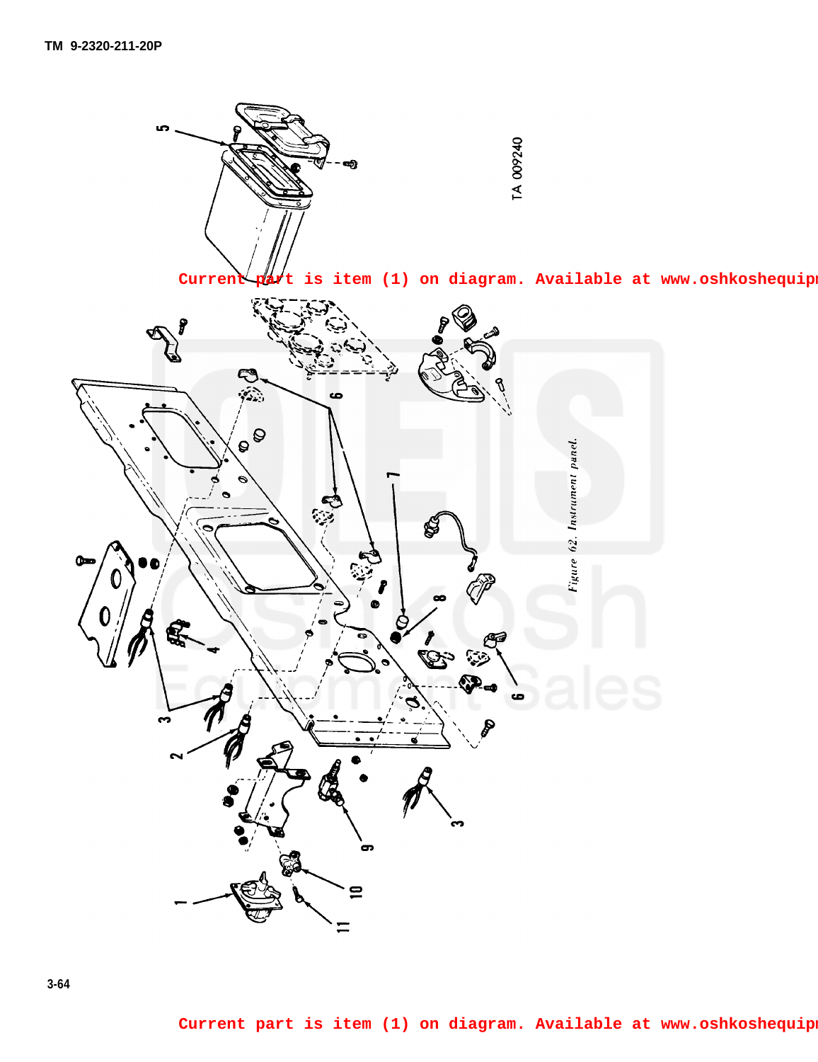Current part is item (1) on diagram. Available at www.oshkoshequipi

Figure 62. Instrument panel.

TA 009240

5

6

7

8

6

4

3

2

3

9

1

10

11

3

Current part is item (1) on diagram. Available at www.oshkoshequipi